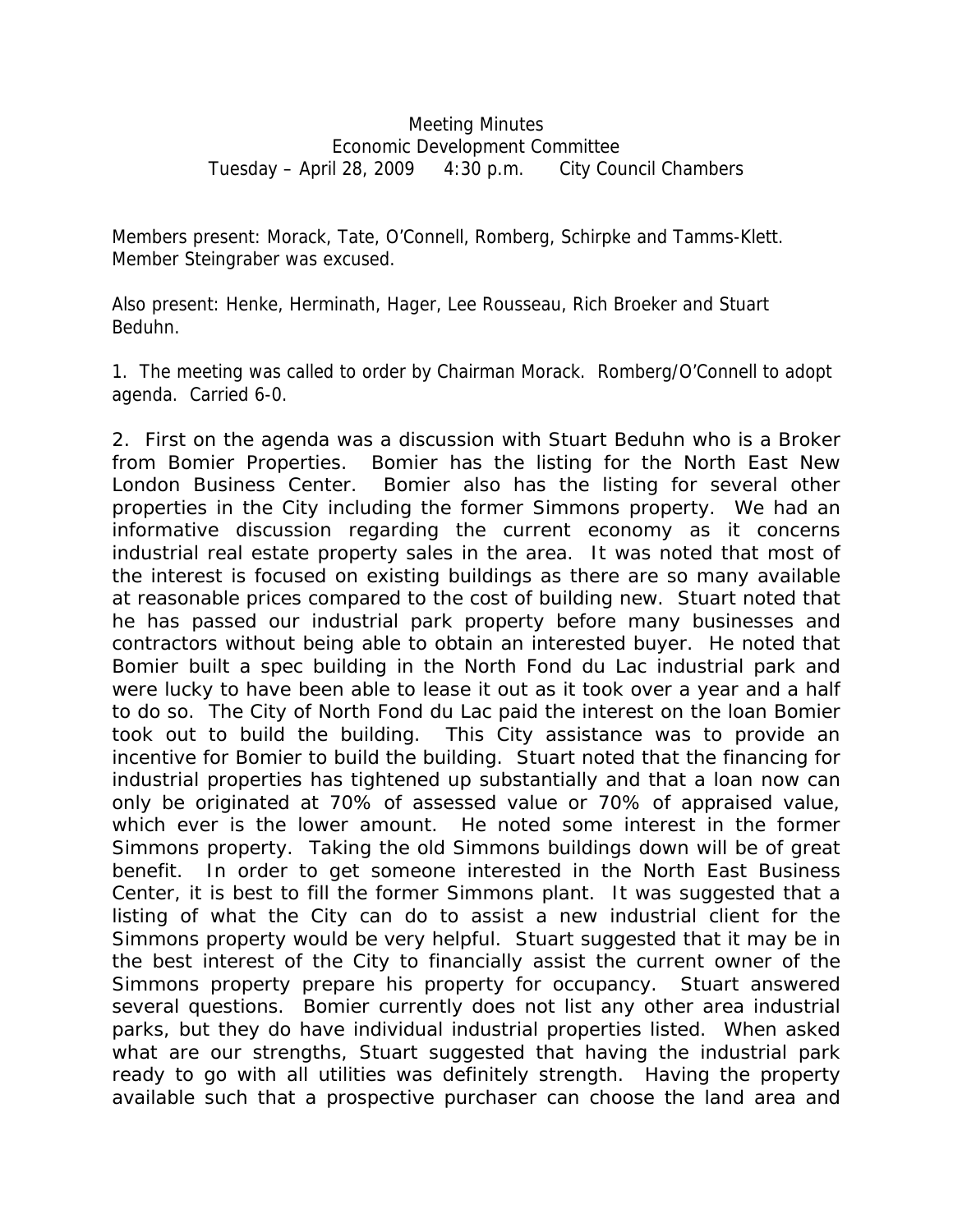Meeting Minutes
Economic Development Committee
Tuesday – April 28, 2009 4:30 p.m. City Council Chambers

Members present: Morack, Tate, O'Connell, Romberg, Schirpke and Tamms-Klett. Member Steingraber was excused.

Also present: Henke, Herminath, Hager, Lee Rousseau, Rich Broeker and Stuart Beduhn.

1. The meeting was called to order by Chairman Morack. Romberg/O'Connell to adopt agenda. Carried 6-0.

2. First on the agenda was a discussion with Stuart Beduhn who is a Broker from Bomier Properties. Bomier has the listing for the North East New London Business Center. Bomier also has the listing for several other properties in the City including the former Simmons property. We had an informative discussion regarding the current economy as it concerns industrial real estate property sales in the area. It was noted that most of the interest is focused on existing buildings as there are so many available at reasonable prices compared to the cost of building new. Stuart noted that he has passed our industrial park property before many businesses and contractors without being able to obtain an interested buyer. He noted that Bomier built a spec building in the North Fond du Lac industrial park and were lucky to have been able to lease it out as it took over a year and a half to do so. The City of North Fond du Lac paid the interest on the loan Bomier took out to build the building. This City assistance was to provide an incentive for Bomier to build the building. Stuart noted that the financing for industrial properties has tightened up substantially and that a loan now can only be originated at 70% of assessed value or 70% of appraised value, which ever is the lower amount. He noted some interest in the former Simmons property. Taking the old Simmons buildings down will be of great benefit. In order to get someone interested in the North East Business Center, it is best to fill the former Simmons plant. It was suggested that a listing of what the City can do to assist a new industrial client for the Simmons property would be very helpful. Stuart suggested that it may be in the best interest of the City to financially assist the current owner of the Simmons property prepare his property for occupancy. Stuart answered several questions. Bomier currently does not list any other area industrial parks, but they do have individual industrial properties listed. When asked what are our strengths, Stuart suggested that having the industrial park ready to go with all utilities was definitely strength. Having the property available such that a prospective purchaser can choose the land area and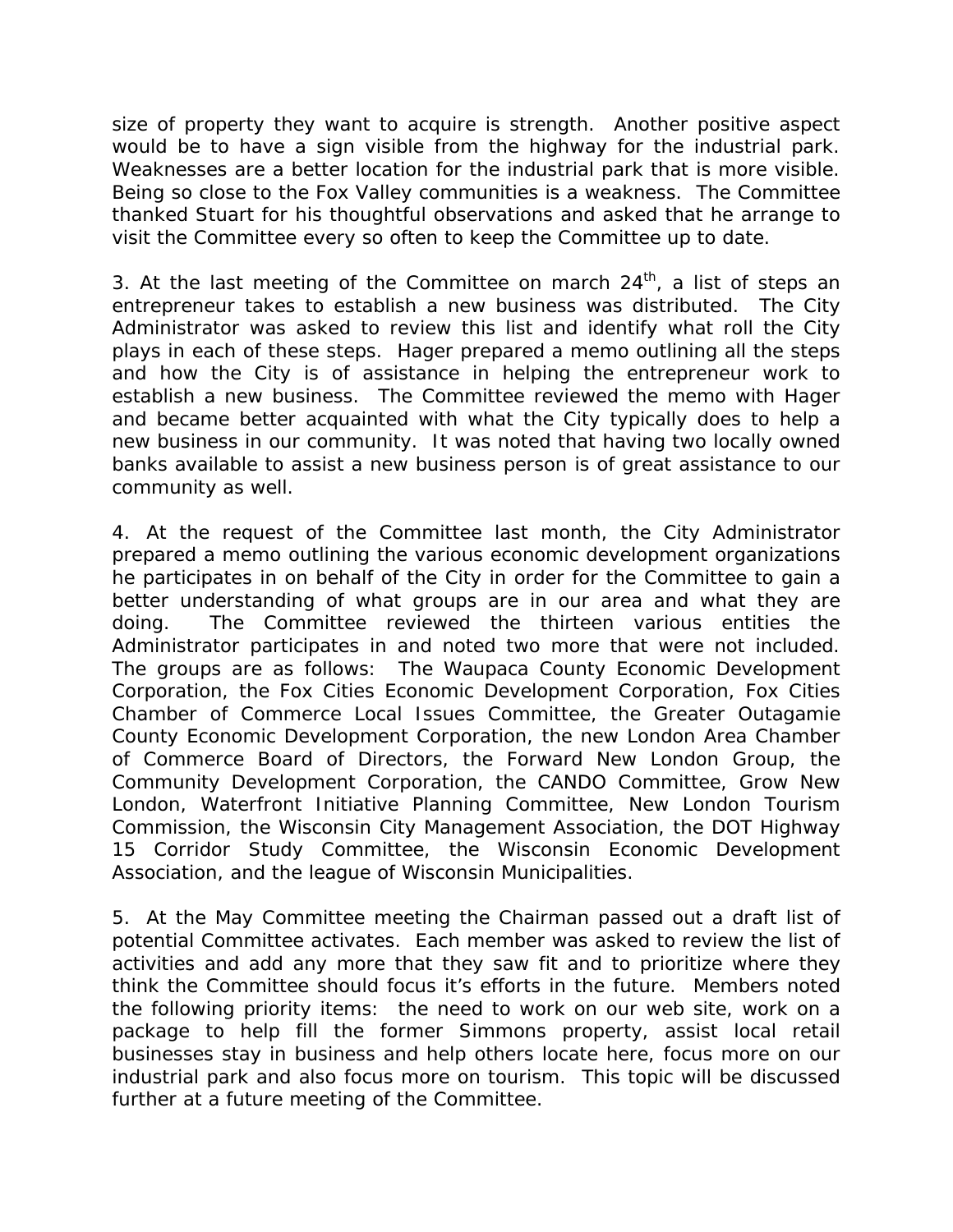size of property they want to acquire is strength. Another positive aspect would be to have a sign visible from the highway for the industrial park. Weaknesses are a better location for the industrial park that is more visible. Being so close to the Fox Valley communities is a weakness. The Committee thanked Stuart for his thoughtful observations and asked that he arrange to visit the Committee every so often to keep the Committee up to date.

3. At the last meeting of the Committee on march 24th, a list of steps an entrepreneur takes to establish a new business was distributed. The City Administrator was asked to review this list and identify what roll the City plays in each of these steps. Hager prepared a memo outlining all the steps and how the City is of assistance in helping the entrepreneur work to establish a new business. The Committee reviewed the memo with Hager and became better acquainted with what the City typically does to help a new business in our community. It was noted that having two locally owned banks available to assist a new business person is of great assistance to our community as well.

4. At the request of the Committee last month, the City Administrator prepared a memo outlining the various economic development organizations he participates in on behalf of the City in order for the Committee to gain a better understanding of what groups are in our area and what they are doing. The Committee reviewed the thirteen various entities the Administrator participates in and noted two more that were not included. The groups are as follows: The Waupaca County Economic Development Corporation, the Fox Cities Economic Development Corporation, Fox Cities Chamber of Commerce Local Issues Committee, the Greater Outagamie County Economic Development Corporation, the new London Area Chamber of Commerce Board of Directors, the Forward New London Group, the Community Development Corporation, the CANDO Committee, Grow New London, Waterfront Initiative Planning Committee, New London Tourism Commission, the Wisconsin City Management Association, the DOT Highway 15 Corridor Study Committee, the Wisconsin Economic Development Association, and the league of Wisconsin Municipalities.

5. At the May Committee meeting the Chairman passed out a draft list of potential Committee activates. Each member was asked to review the list of activities and add any more that they saw fit and to prioritize where they think the Committee should focus it's efforts in the future. Members noted the following priority items: the need to work on our web site, work on a package to help fill the former Simmons property, assist local retail businesses stay in business and help others locate here, focus more on our industrial park and also focus more on tourism. This topic will be discussed further at a future meeting of the Committee.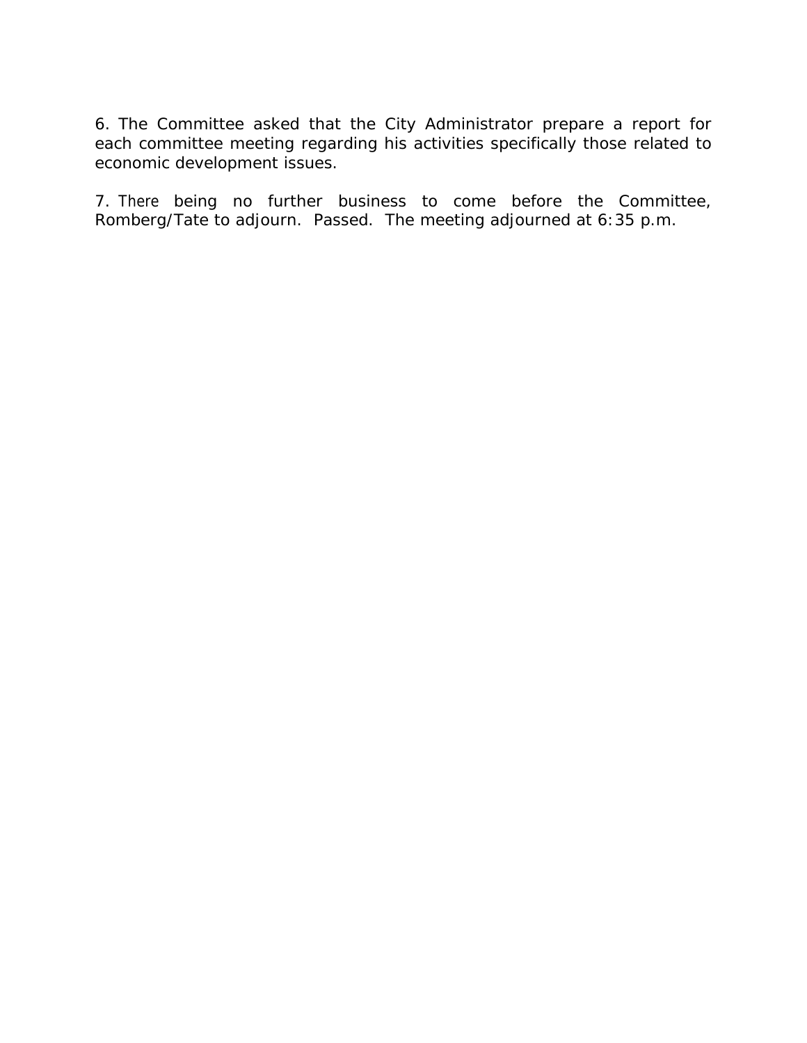6. The Committee asked that the City Administrator prepare a report for each committee meeting regarding his activities specifically those related to economic development issues.

7. There being no further business to come before the Committee, Romberg/Tate to adjourn. Passed. The meeting adjourned at 6:35 p.m.